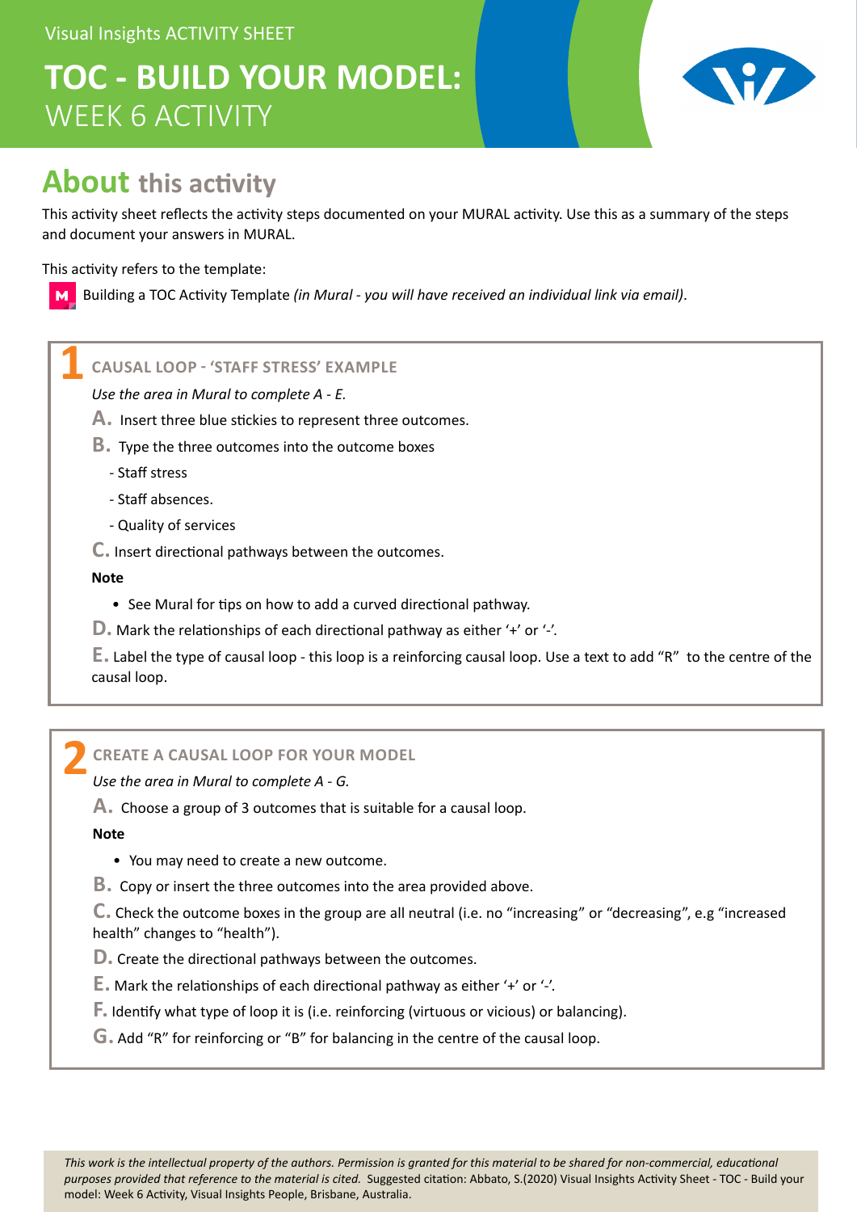Visual Insights ACTIVITY SHEET

# TOC - BUILD YOUR MODEL: WEEK 6 ACTIVITY

## About this activity

This activity sheet reflects the activity steps documented on your MURAL activity. Use this as a summary of the steps and document your answers in MURAL.

This activity refers to the template:

Building a TOC Activity Template *(in Mural - you will have received an individual link via email)*.

### 1 CAUSAL LOOP - 'STAFF STRESS' EXAMPLE

*Use the area in Mural to complete A - E.*

**A.** Insert three blue stickies to represent three outcomes.

**B.** Type the three outcomes into the outcome boxes

- Staff stress
- Staff absences.
- Quality of services

**C.** Insert directional pathways between the outcomes.

**Note**

- See Mural for tips on how to add a curved directional pathway.

**D.** Mark the relationships of each directional pathway as either '+' or '-'.

**E.** Label the type of causal loop - this loop is a reinforcing causal loop. Use a text to add "R" to the centre of the causal loop.

### 2 CREATE A CAUSAL LOOP FOR YOUR MODEL

*Use the area in Mural to complete A - G.*

**A.** Choose a group of 3 outcomes that is suitable for a causal loop.

**Note**

- You may need to create a new outcome.

**B.** Copy or insert the three outcomes into the area provided above.

**C.** Check the outcome boxes in the group are all neutral (i.e. no "increasing" or "decreasing", e.g "increased health" changes to "health").

**D.** Create the directional pathways between the outcomes.

**E.** Mark the relationships of each directional pathway as either '+' or '-'.

**F.** Identify what type of loop it is (i.e. reinforcing (virtuous or vicious) or balancing).

**G.** Add "R" for reinforcing or "B" for balancing in the centre of the causal loop.

*This work is the intellectual property of the authors. Permission is granted for this material to be shared for non-commercial, educational purposes provided that reference to the material is cited.* Suggested citation: Abbato, S.(2020) Visual Insights Activity Sheet - TOC - Build your model: Week 6 Activity, Visual Insights People, Brisbane, Australia.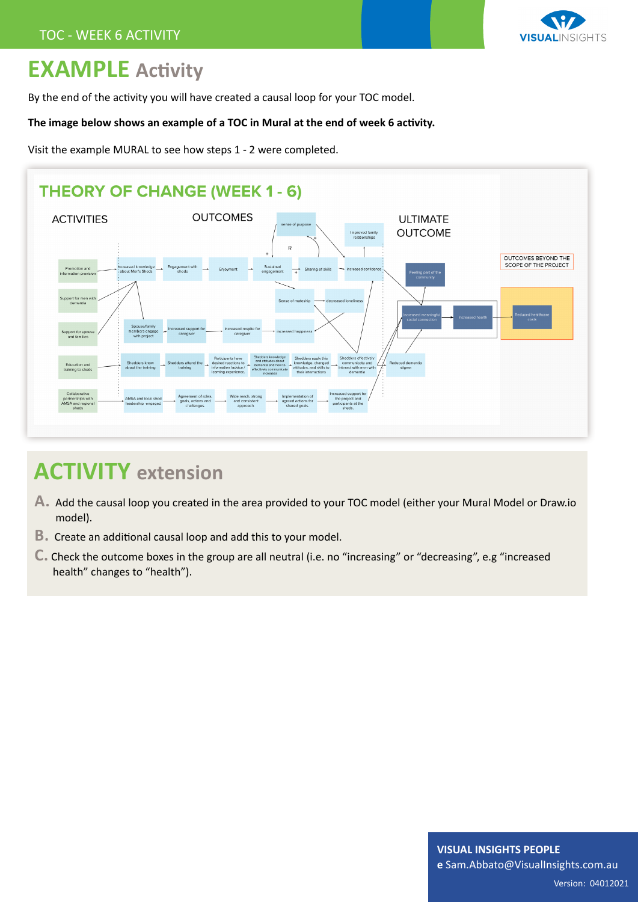# EXAMPLE Activity

By the end of the activity you will have created a causal loop for your TOC model.

**The image below shows an example of a TOC in Mural at the end of week 6 activity.**

Visit the example MURAL to see how steps 1 - 2 were completed.

THEORY OF CHANGE (WEEK 1 - 6)

ACTIVITIES

OUTCOMES

ULTIMATE OUTCOME

OUTCOMES BEYOND THE SCOPE OF THE PROJECT

Promotion and information provision

Support for men with dementia

Support for spouse and families

Education and training to sheds

Collaborative partnerships with AMSA and regional sheds

Increased knowledge about Men's Sheds

Engagement with sheds

Enjoyment

Sustained engagement

Sharing of skills

Increased confidence

sense of purpose

Improved family relationships

R

Sense of mateship

decreased loneliness

Spouse/family members engage with project

Increased support for caregiver

Increased respite for caregiver

increased happiness

Feeling part of the community

Increased meaningful social connection

Increased health

Reduced healthcare costs

Shedders know about the training

Shedders attend the training

Participants have desired reactions to information /advice / learning experience.

Shedders knowledge and attitudes about dementia and how to effectively communicate increases

Shedders apply this knowledge, changed attitudes, and skills to their interactions

Shedders effectively communicate and interact with men with dementia

Reduced dementia stigma

AMSA and local shed leadership engaged

Agreement of roles, goals, actions and challenges.

Wide reach, strong and consistent approach.

Implementation of agreed actions for shared goals.

Increased support for the project and participants at the sheds.

# ACTIVITY extension

A. Add the causal loop you created in the area provided to your TOC model (either your Mural Model or Draw.io model).

B. Create an additional causal loop and add this to your model.

C. Check the outcome boxes in the group are all neutral (i.e. no "increasing" or "decreasing", e.g "increased health" changes to "health").

**VISUAL INSIGHTS PEOPLE**
**e** Sam.Abbato@VisualInsights.com.au
Version: 04012021